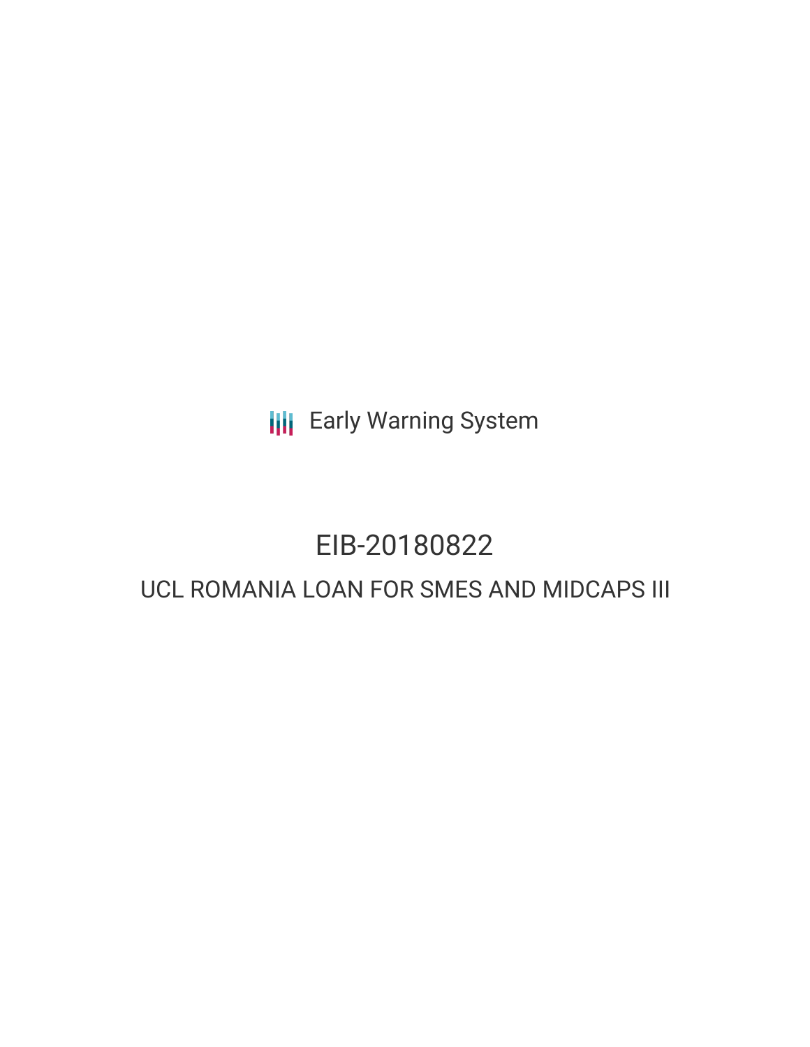Early Warning System

# EIB-20180822

## UCL ROMANIA LOAN FOR SMES AND MIDCAPS III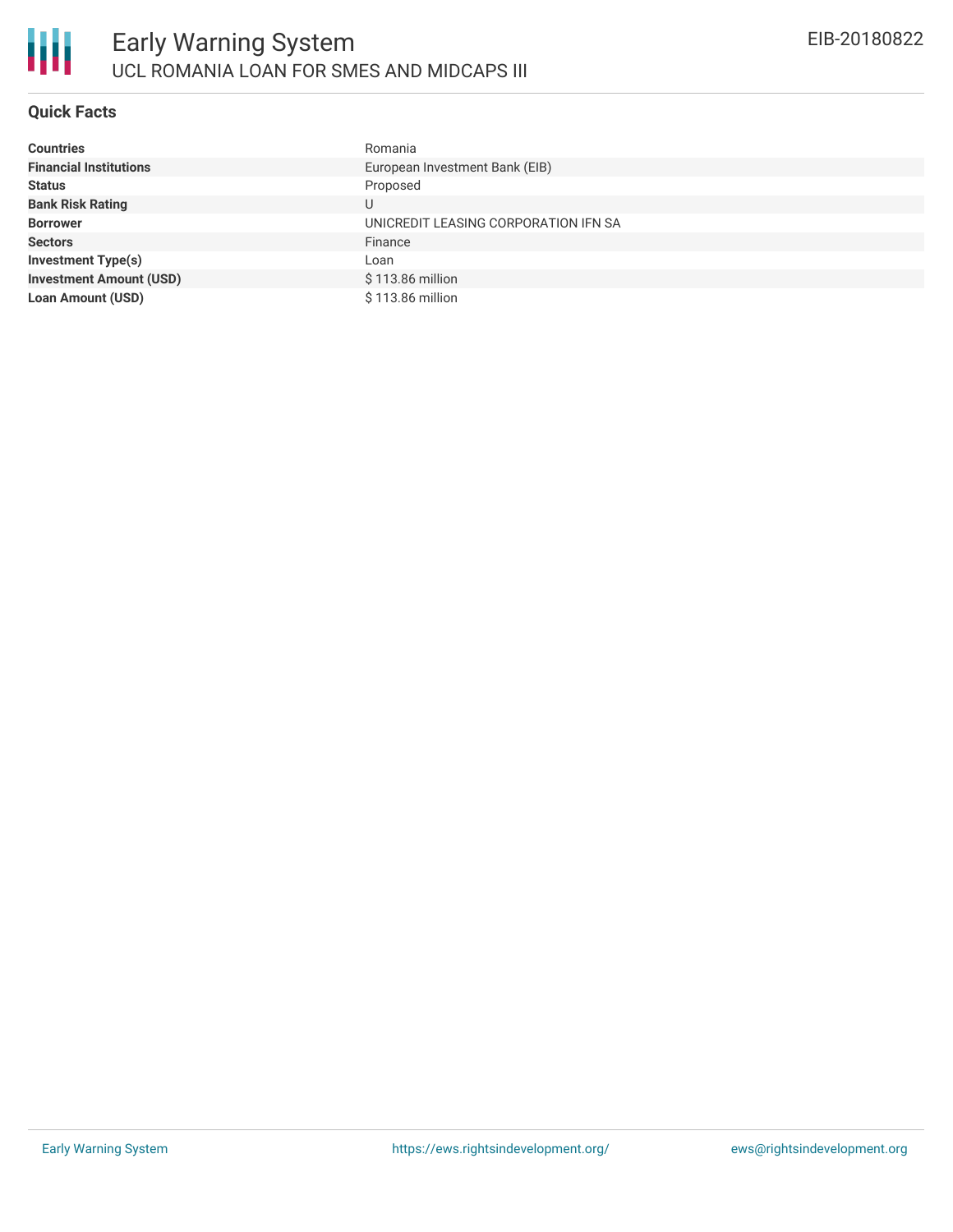# Early Warning System

## UCL ROMANIA LOAN FOR SMES AND MIDCAPS III

EIB-20180822

### Quick Facts

| | |
|---|---|
| **Countries** | Romania |
| **Financial Institutions** | European Investment Bank (EIB) |
| **Status** | Proposed |
| **Bank Risk Rating** | U |
| **Borrower** | UNICREDIT LEASING CORPORATION IFN SA |
| **Sectors** | Finance |
| **Investment Type(s)** | Loan |
| **Investment Amount (USD)** | $ 113.86 million |
| **Loan Amount (USD)** | $ 113.86 million |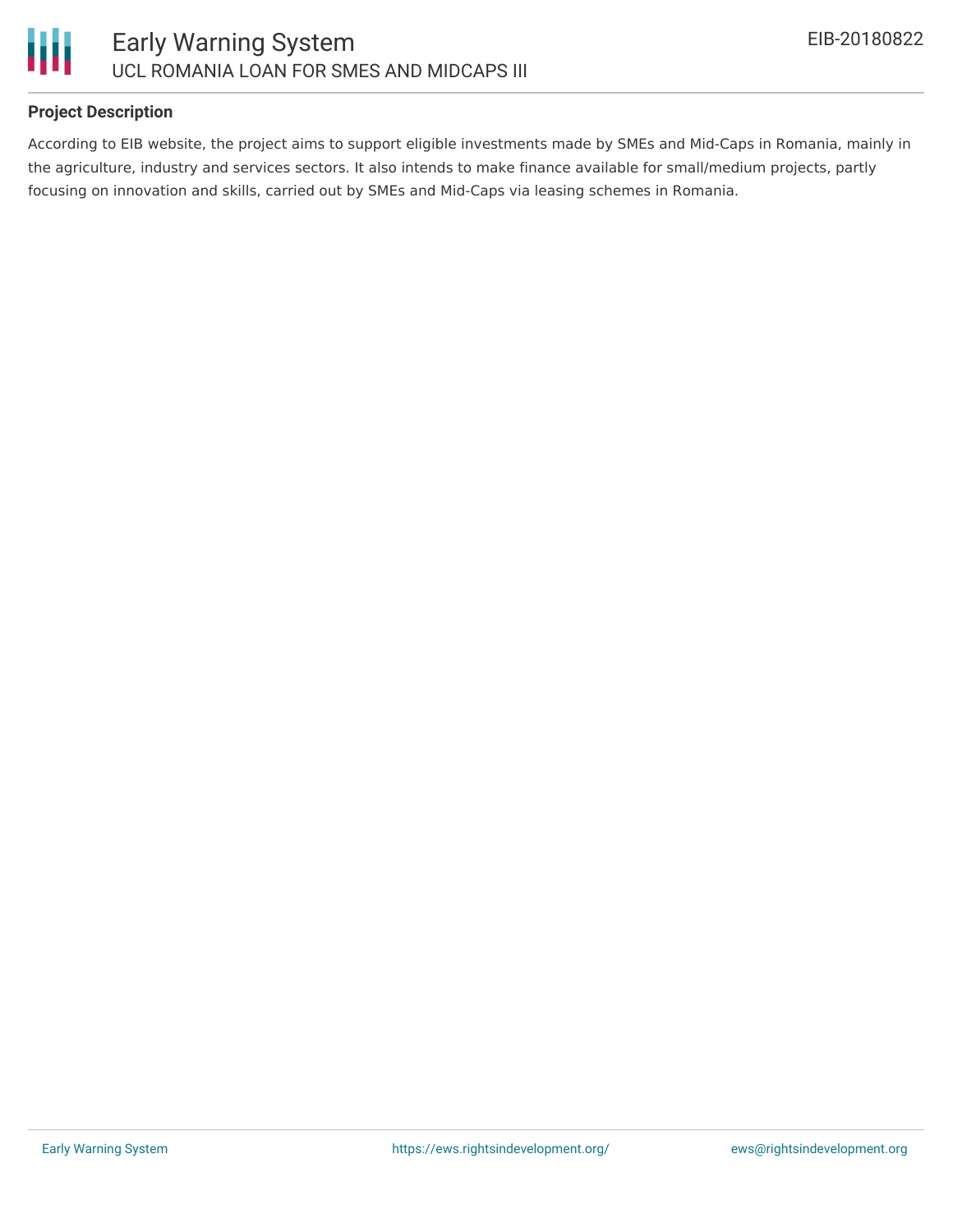## Project Description

According to EIB website, the project aims to support eligible investments made by SMEs and Mid-Caps in Romania, mainly in the agriculture, industry and services sectors. It also intends to make finance available for small/medium projects, partly focusing on innovation and skills, carried out by SMEs and Mid-Caps via leasing schemes in Romania.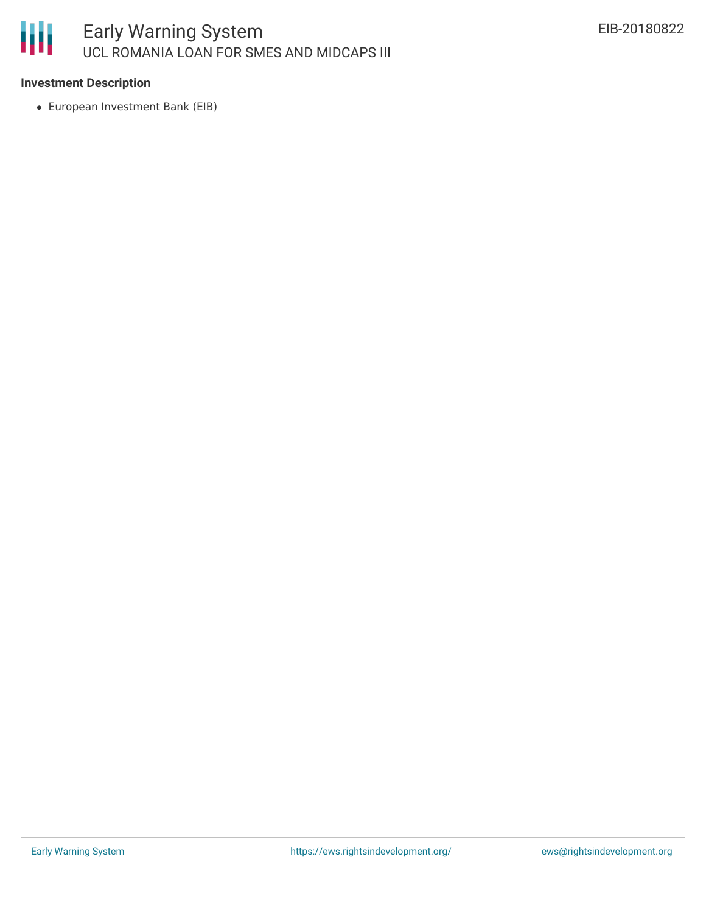**Investment Description**

- European Investment Bank (EIB)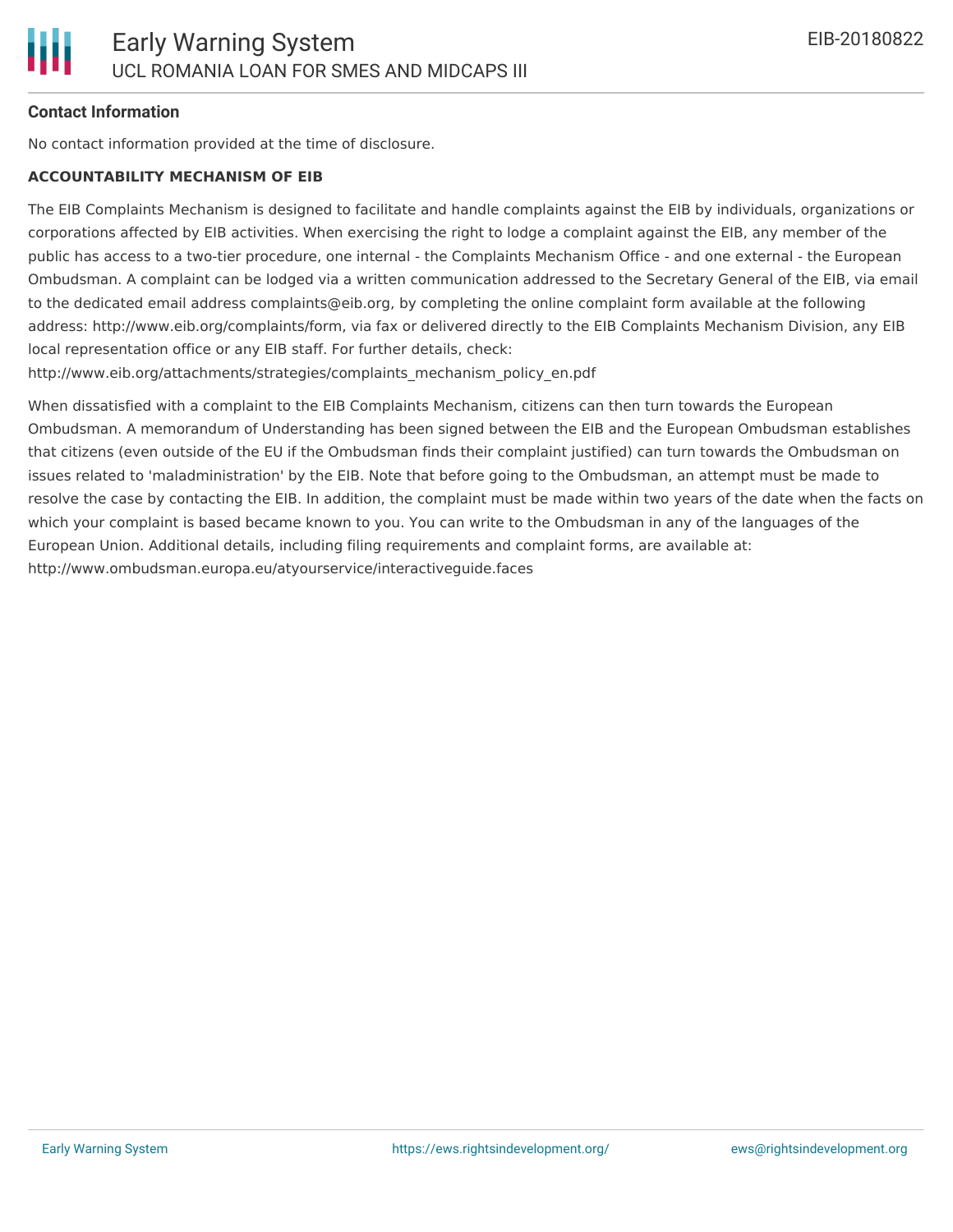#### Contact Information

No contact information provided at the time of disclosure.

**ACCOUNTABILITY MECHANISM OF EIB**

The EIB Complaints Mechanism is designed to facilitate and handle complaints against the EIB by individuals, organizations or corporations affected by EIB activities. When exercising the right to lodge a complaint against the EIB, any member of the public has access to a two-tier procedure, one internal - the Complaints Mechanism Office - and one external - the European Ombudsman. A complaint can be lodged via a written communication addressed to the Secretary General of the EIB, via email to the dedicated email address complaints@eib.org, by completing the online complaint form available at the following address: http://www.eib.org/complaints/form, via fax or delivered directly to the EIB Complaints Mechanism Division, any EIB local representation office or any EIB staff. For further details, check: http://www.eib.org/attachments/strategies/complaints_mechanism_policy_en.pdf

When dissatisfied with a complaint to the EIB Complaints Mechanism, citizens can then turn towards the European Ombudsman. A memorandum of Understanding has been signed between the EIB and the European Ombudsman establishes that citizens (even outside of the EU if the Ombudsman finds their complaint justified) can turn towards the Ombudsman on issues related to 'maladministration' by the EIB. Note that before going to the Ombudsman, an attempt must be made to resolve the case by contacting the EIB. In addition, the complaint must be made within two years of the date when the facts on which your complaint is based became known to you. You can write to the Ombudsman in any of the languages of the European Union. Additional details, including filing requirements and complaint forms, are available at: http://www.ombudsman.europa.eu/atyourservice/interactiveguide.faces